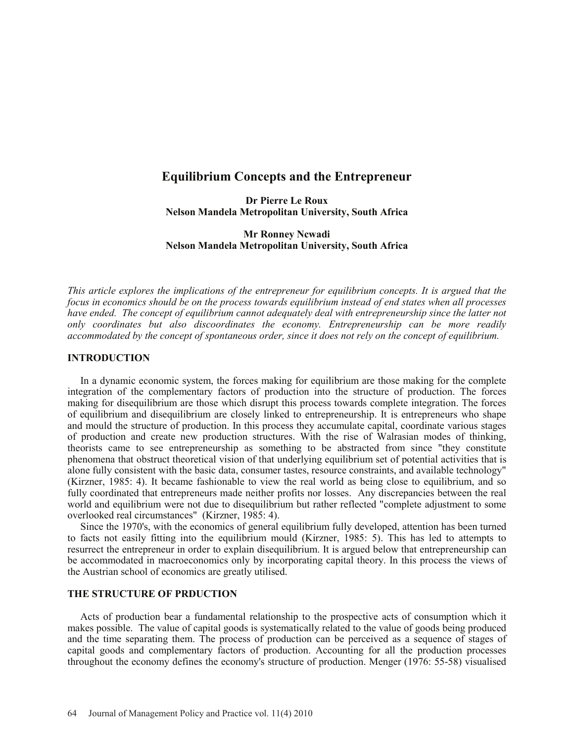# Equilibrium Concepts and the Entrepreneur

**Dr Pierre Le Roux**
**Nelson Mandela Metropolitan University, South Africa**

**Mr Ronney Ncwadi**
**Nelson Mandela Metropolitan University, South Africa**

*This article explores the implications of the entrepreneur for equilibrium concepts. It is argued that the focus in economics should be on the process towards equilibrium instead of end states when all processes have ended. The concept of equilibrium cannot adequately deal with entrepreneurship since the latter not only coordinates but also discoordinates the economy. Entrepreneurship can be more readily accommodated by the concept of spontaneous order, since it does not rely on the concept of equilibrium.*

## INTRODUCTION

In a dynamic economic system, the forces making for equilibrium are those making for the complete integration of the complementary factors of production into the structure of production. The forces making for disequilibrium are those which disrupt this process towards complete integration. The forces of equilibrium and disequilibrium are closely linked to entrepreneurship. It is entrepreneurs who shape and mould the structure of production. In this process they accumulate capital, coordinate various stages of production and create new production structures. With the rise of Walrasian modes of thinking, theorists came to see entrepreneurship as something to be abstracted from since "they constitute phenomena that obstruct theoretical vision of that underlying equilibrium set of potential activities that is alone fully consistent with the basic data, consumer tastes, resource constraints, and available technology" (Kirzner, 1985: 4). It became fashionable to view the real world as being close to equilibrium, and so fully coordinated that entrepreneurs made neither profits nor losses. Any discrepancies between the real world and equilibrium were not due to disequilibrium but rather reflected "complete adjustment to some overlooked real circumstances" (Kirzner, 1985: 4).

Since the 1970's, with the economics of general equilibrium fully developed, attention has been turned to facts not easily fitting into the equilibrium mould (Kirzner, 1985: 5). This has led to attempts to resurrect the entrepreneur in order to explain disequilibrium. It is argued below that entrepreneurship can be accommodated in macroeconomics only by incorporating capital theory. In this process the views of the Austrian school of economics are greatly utilised.

## THE STRUCTURE OF PRDUCTION

Acts of production bear a fundamental relationship to the prospective acts of consumption which it makes possible. The value of capital goods is systematically related to the value of goods being produced and the time separating them. The process of production can be perceived as a sequence of stages of capital goods and complementary factors of production. Accounting for all the production processes throughout the economy defines the economy's structure of production. Menger (1976: 55-58) visualised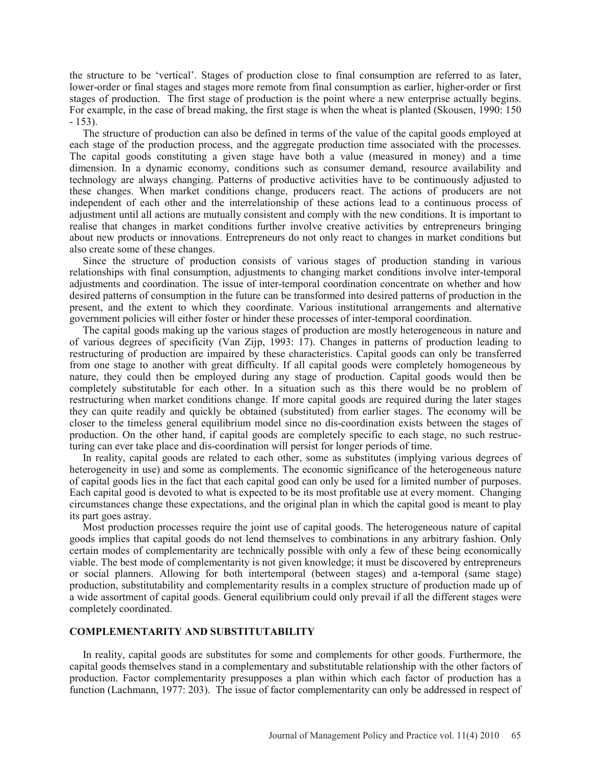the structure to be 'vertical'. Stages of production close to final consumption are referred to as later, lower-order or final stages and stages more remote from final consumption as earlier, higher-order or first stages of production. The first stage of production is the point where a new enterprise actually begins. For example, in the case of bread making, the first stage is when the wheat is planted (Skousen, 1990: 150 - 153).

The structure of production can also be defined in terms of the value of the capital goods employed at each stage of the production process, and the aggregate production time associated with the processes. The capital goods constituting a given stage have both a value (measured in money) and a time dimension. In a dynamic economy, conditions such as consumer demand, resource availability and technology are always changing. Patterns of productive activities have to be continuously adjusted to these changes. When market conditions change, producers react. The actions of producers are not independent of each other and the interrelationship of these actions lead to a continuous process of adjustment until all actions are mutually consistent and comply with the new conditions. It is important to realise that changes in market conditions further involve creative activities by entrepreneurs bringing about new products or innovations. Entrepreneurs do not only react to changes in market conditions but also create some of these changes.

Since the structure of production consists of various stages of production standing in various relationships with final consumption, adjustments to changing market conditions involve inter-temporal adjustments and coordination. The issue of inter-temporal coordination concentrate on whether and how desired patterns of consumption in the future can be transformed into desired patterns of production in the present, and the extent to which they coordinate. Various institutional arrangements and alternative government policies will either foster or hinder these processes of inter-temporal coordination.

The capital goods making up the various stages of production are mostly heterogeneous in nature and of various degrees of specificity (Van Zijp, 1993: 17). Changes in patterns of production leading to restructuring of production are impaired by these characteristics. Capital goods can only be transferred from one stage to another with great difficulty. If all capital goods were completely homogeneous by nature, they could then be employed during any stage of production. Capital goods would then be completely substitutable for each other. In a situation such as this there would be no problem of restructuring when market conditions change. If more capital goods are required during the later stages they can quite readily and quickly be obtained (substituted) from earlier stages. The economy will be closer to the timeless general equilibrium model since no dis-coordination exists between the stages of production. On the other hand, if capital goods are completely specific to each stage, no such restructuring can ever take place and dis-coordination will persist for longer periods of time.

In reality, capital goods are related to each other, some as substitutes (implying various degrees of heterogeneity in use) and some as complements. The economic significance of the heterogeneous nature of capital goods lies in the fact that each capital good can only be used for a limited number of purposes. Each capital good is devoted to what is expected to be its most profitable use at every moment. Changing circumstances change these expectations, and the original plan in which the capital good is meant to play its part goes astray.

Most production processes require the joint use of capital goods. The heterogeneous nature of capital goods implies that capital goods do not lend themselves to combinations in any arbitrary fashion. Only certain modes of complementarity are technically possible with only a few of these being economically viable. The best mode of complementarity is not given knowledge; it must be discovered by entrepreneurs or social planners. Allowing for both intertemporal (between stages) and a-temporal (same stage) production, substitutability and complementarity results in a complex structure of production made up of a wide assortment of capital goods. General equilibrium could only prevail if all the different stages were completely coordinated.

## COMPLEMENTARITY AND SUBSTITUTABILITY

In reality, capital goods are substitutes for some and complements for other goods. Furthermore, the capital goods themselves stand in a complementary and substitutable relationship with the other factors of production. Factor complementarity presupposes a plan within which each factor of production has a function (Lachmann, 1977: 203). The issue of factor complementarity can only be addressed in respect of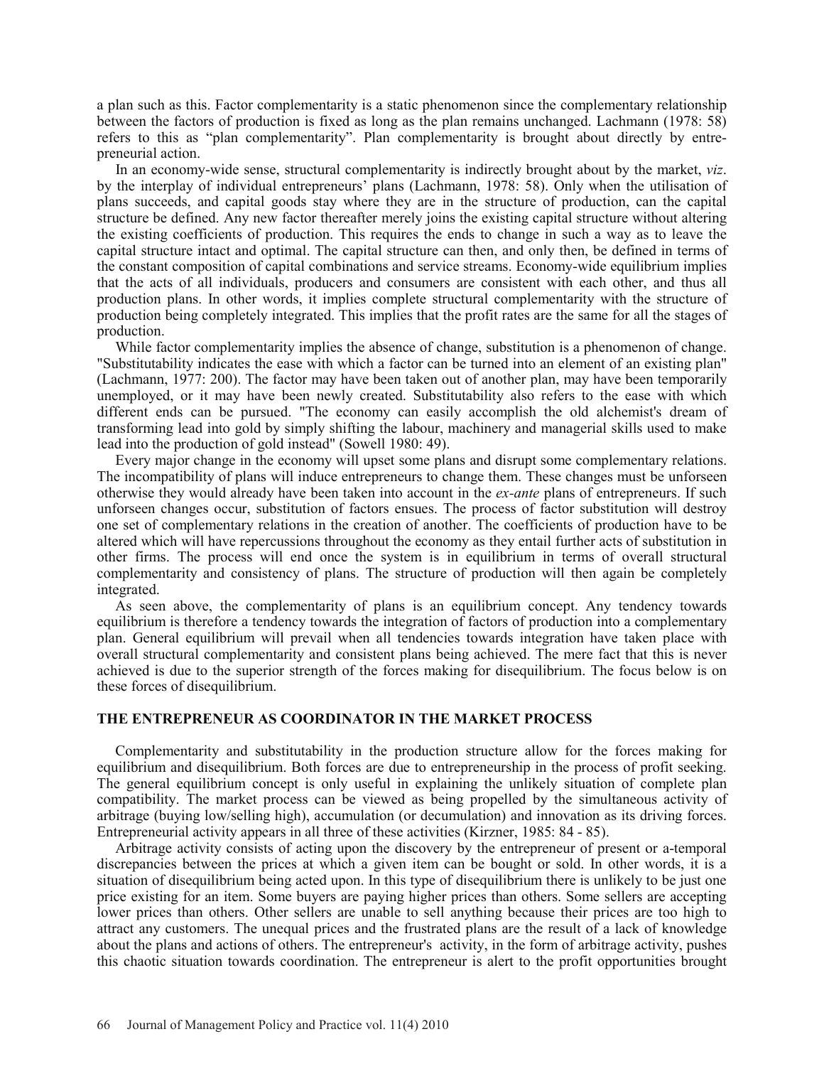a plan such as this. Factor complementarity is a static phenomenon since the complementary relationship between the factors of production is fixed as long as the plan remains unchanged. Lachmann (1978: 58) refers to this as "plan complementarity". Plan complementarity is brought about directly by entrepreneurial action.

In an economy-wide sense, structural complementarity is indirectly brought about by the market, *viz*. by the interplay of individual entrepreneurs' plans (Lachmann, 1978: 58). Only when the utilisation of plans succeeds, and capital goods stay where they are in the structure of production, can the capital structure be defined. Any new factor thereafter merely joins the existing capital structure without altering the existing coefficients of production. This requires the ends to change in such a way as to leave the capital structure intact and optimal. The capital structure can then, and only then, be defined in terms of the constant composition of capital combinations and service streams. Economy-wide equilibrium implies that the acts of all individuals, producers and consumers are consistent with each other, and thus all production plans. In other words, it implies complete structural complementarity with the structure of production being completely integrated. This implies that the profit rates are the same for all the stages of production.

While factor complementarity implies the absence of change, substitution is a phenomenon of change. "Substitutability indicates the ease with which a factor can be turned into an element of an existing plan" (Lachmann, 1977: 200). The factor may have been taken out of another plan, may have been temporarily unemployed, or it may have been newly created. Substitutability also refers to the ease with which different ends can be pursued. "The economy can easily accomplish the old alchemist's dream of transforming lead into gold by simply shifting the labour, machinery and managerial skills used to make lead into the production of gold instead" (Sowell 1980: 49).

Every major change in the economy will upset some plans and disrupt some complementary relations. The incompatibility of plans will induce entrepreneurs to change them. These changes must be unforseen otherwise they would already have been taken into account in the *ex-ante* plans of entrepreneurs. If such unforseen changes occur, substitution of factors ensues. The process of factor substitution will destroy one set of complementary relations in the creation of another. The coefficients of production have to be altered which will have repercussions throughout the economy as they entail further acts of substitution in other firms. The process will end once the system is in equilibrium in terms of overall structural complementarity and consistency of plans. The structure of production will then again be completely integrated.

As seen above, the complementarity of plans is an equilibrium concept. Any tendency towards equilibrium is therefore a tendency towards the integration of factors of production into a complementary plan. General equilibrium will prevail when all tendencies towards integration have taken place with overall structural complementarity and consistent plans being achieved. The mere fact that this is never achieved is due to the superior strength of the forces making for disequilibrium. The focus below is on these forces of disequilibrium.

## THE ENTREPRENEUR AS COORDINATOR IN THE MARKET PROCESS

Complementarity and substitutability in the production structure allow for the forces making for equilibrium and disequilibrium. Both forces are due to entrepreneurship in the process of profit seeking. The general equilibrium concept is only useful in explaining the unlikely situation of complete plan compatibility. The market process can be viewed as being propelled by the simultaneous activity of arbitrage (buying low/selling high), accumulation (or decumulation) and innovation as its driving forces. Entrepreneurial activity appears in all three of these activities (Kirzner, 1985: 84 - 85).

Arbitrage activity consists of acting upon the discovery by the entrepreneur of present or a-temporal discrepancies between the prices at which a given item can be bought or sold. In other words, it is a situation of disequilibrium being acted upon. In this type of disequilibrium there is unlikely to be just one price existing for an item. Some buyers are paying higher prices than others. Some sellers are accepting lower prices than others. Other sellers are unable to sell anything because their prices are too high to attract any customers. The unequal prices and the frustrated plans are the result of a lack of knowledge about the plans and actions of others. The entrepreneur's activity, in the form of arbitrage activity, pushes this chaotic situation towards coordination. The entrepreneur is alert to the profit opportunities brought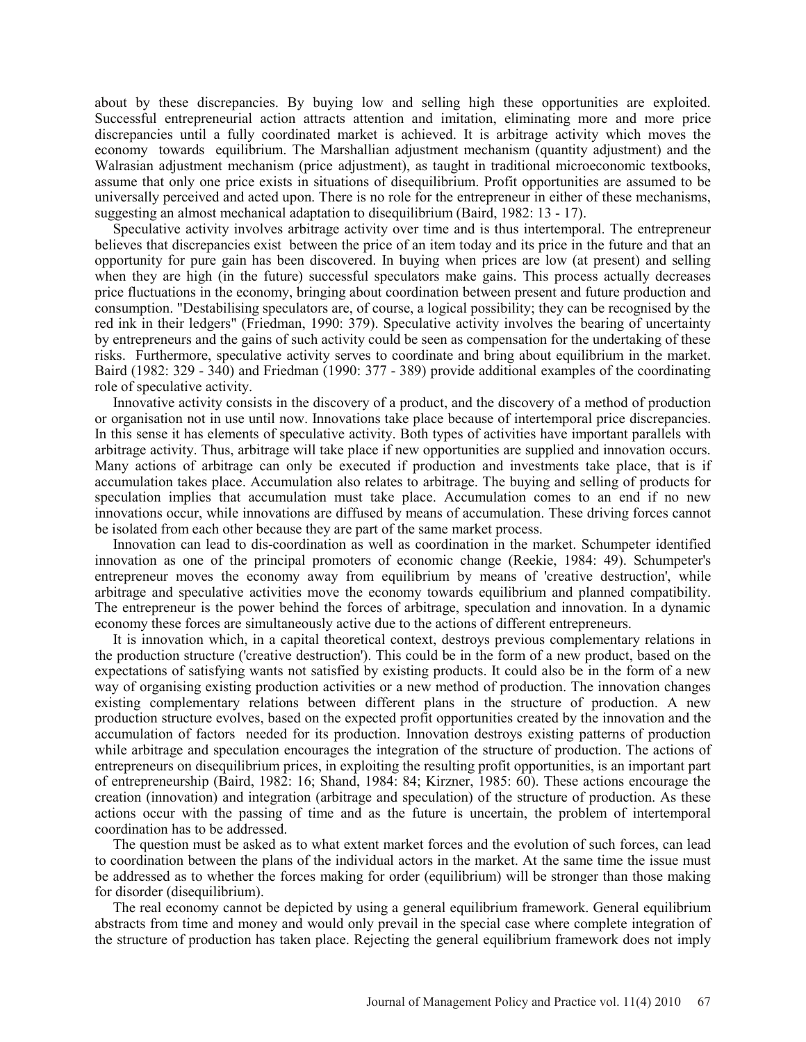about by these discrepancies. By buying low and selling high these opportunities are exploited. Successful entrepreneurial action attracts attention and imitation, eliminating more and more price discrepancies until a fully coordinated market is achieved. It is arbitrage activity which moves the economy towards equilibrium. The Marshallian adjustment mechanism (quantity adjustment) and the Walrasian adjustment mechanism (price adjustment), as taught in traditional microeconomic textbooks, assume that only one price exists in situations of disequilibrium. Profit opportunities are assumed to be universally perceived and acted upon. There is no role for the entrepreneur in either of these mechanisms, suggesting an almost mechanical adaptation to disequilibrium (Baird, 1982: 13 - 17).

Speculative activity involves arbitrage activity over time and is thus intertemporal. The entrepreneur believes that discrepancies exist between the price of an item today and its price in the future and that an opportunity for pure gain has been discovered. In buying when prices are low (at present) and selling when they are high (in the future) successful speculators make gains. This process actually decreases price fluctuations in the economy, bringing about coordination between present and future production and consumption. "Destabilising speculators are, of course, a logical possibility; they can be recognised by the red ink in their ledgers" (Friedman, 1990: 379). Speculative activity involves the bearing of uncertainty by entrepreneurs and the gains of such activity could be seen as compensation for the undertaking of these risks. Furthermore, speculative activity serves to coordinate and bring about equilibrium in the market. Baird (1982: 329 - 340) and Friedman (1990: 377 - 389) provide additional examples of the coordinating role of speculative activity.

Innovative activity consists in the discovery of a product, and the discovery of a method of production or organisation not in use until now. Innovations take place because of intertemporal price discrepancies. In this sense it has elements of speculative activity. Both types of activities have important parallels with arbitrage activity. Thus, arbitrage will take place if new opportunities are supplied and innovation occurs. Many actions of arbitrage can only be executed if production and investments take place, that is if accumulation takes place. Accumulation also relates to arbitrage. The buying and selling of products for speculation implies that accumulation must take place. Accumulation comes to an end if no new innovations occur, while innovations are diffused by means of accumulation. These driving forces cannot be isolated from each other because they are part of the same market process.

Innovation can lead to dis-coordination as well as coordination in the market. Schumpeter identified innovation as one of the principal promoters of economic change (Reekie, 1984: 49). Schumpeter's entrepreneur moves the economy away from equilibrium by means of 'creative destruction', while arbitrage and speculative activities move the economy towards equilibrium and planned compatibility. The entrepreneur is the power behind the forces of arbitrage, speculation and innovation. In a dynamic economy these forces are simultaneously active due to the actions of different entrepreneurs.

It is innovation which, in a capital theoretical context, destroys previous complementary relations in the production structure ('creative destruction'). This could be in the form of a new product, based on the expectations of satisfying wants not satisfied by existing products. It could also be in the form of a new way of organising existing production activities or a new method of production. The innovation changes existing complementary relations between different plans in the structure of production. A new production structure evolves, based on the expected profit opportunities created by the innovation and the accumulation of factors needed for its production. Innovation destroys existing patterns of production while arbitrage and speculation encourages the integration of the structure of production. The actions of entrepreneurs on disequilibrium prices, in exploiting the resulting profit opportunities, is an important part of entrepreneurship (Baird, 1982: 16; Shand, 1984: 84; Kirzner, 1985: 60). These actions encourage the creation (innovation) and integration (arbitrage and speculation) of the structure of production. As these actions occur with the passing of time and as the future is uncertain, the problem of intertemporal coordination has to be addressed.

The question must be asked as to what extent market forces and the evolution of such forces, can lead to coordination between the plans of the individual actors in the market. At the same time the issue must be addressed as to whether the forces making for order (equilibrium) will be stronger than those making for disorder (disequilibrium).

The real economy cannot be depicted by using a general equilibrium framework. General equilibrium abstracts from time and money and would only prevail in the special case where complete integration of the structure of production has taken place. Rejecting the general equilibrium framework does not imply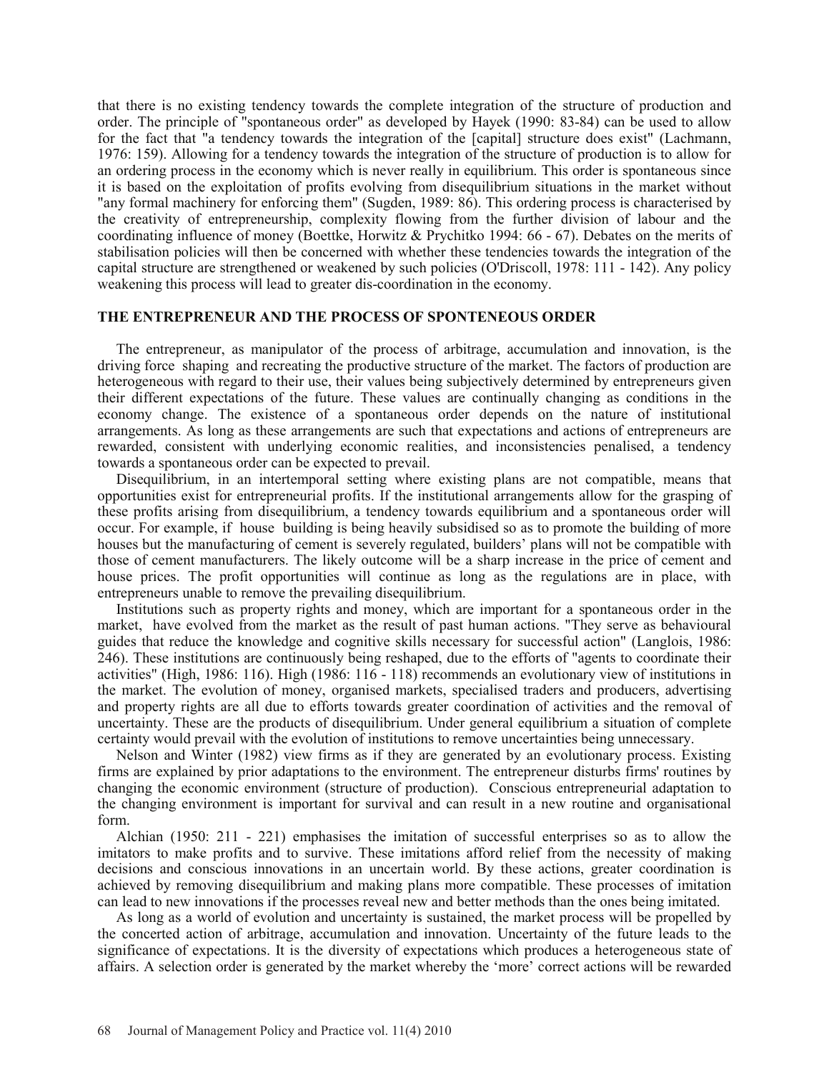that there is no existing tendency towards the complete integration of the structure of production and order. The principle of "spontaneous order" as developed by Hayek (1990: 83-84) can be used to allow for the fact that "a tendency towards the integration of the [capital] structure does exist" (Lachmann, 1976: 159). Allowing for a tendency towards the integration of the structure of production is to allow for an ordering process in the economy which is never really in equilibrium. This order is spontaneous since it is based on the exploitation of profits evolving from disequilibrium situations in the market without "any formal machinery for enforcing them" (Sugden, 1989: 86). This ordering process is characterised by the creativity of entrepreneurship, complexity flowing from the further division of labour and the coordinating influence of money (Boettke, Horwitz & Prychitko 1994: 66 - 67). Debates on the merits of stabilisation policies will then be concerned with whether these tendencies towards the integration of the capital structure are strengthened or weakened by such policies (O'Driscoll, 1978: 111 - 142). Any policy weakening this process will lead to greater dis-coordination in the economy.

## THE ENTREPRENEUR AND THE PROCESS OF SPONTENEOUS ORDER

The entrepreneur, as manipulator of the process of arbitrage, accumulation and innovation, is the driving force shaping and recreating the productive structure of the market. The factors of production are heterogeneous with regard to their use, their values being subjectively determined by entrepreneurs given their different expectations of the future. These values are continually changing as conditions in the economy change. The existence of a spontaneous order depends on the nature of institutional arrangements. As long as these arrangements are such that expectations and actions of entrepreneurs are rewarded, consistent with underlying economic realities, and inconsistencies penalised, a tendency towards a spontaneous order can be expected to prevail.

Disequilibrium, in an intertemporal setting where existing plans are not compatible, means that opportunities exist for entrepreneurial profits. If the institutional arrangements allow for the grasping of these profits arising from disequilibrium, a tendency towards equilibrium and a spontaneous order will occur. For example, if house building is being heavily subsidised so as to promote the building of more houses but the manufacturing of cement is severely regulated, builders' plans will not be compatible with those of cement manufacturers. The likely outcome will be a sharp increase in the price of cement and house prices. The profit opportunities will continue as long as the regulations are in place, with entrepreneurs unable to remove the prevailing disequilibrium.

Institutions such as property rights and money, which are important for a spontaneous order in the market, have evolved from the market as the result of past human actions. "They serve as behavioural guides that reduce the knowledge and cognitive skills necessary for successful action" (Langlois, 1986: 246). These institutions are continuously being reshaped, due to the efforts of "agents to coordinate their activities" (High, 1986: 116). High (1986: 116 - 118) recommends an evolutionary view of institutions in the market. The evolution of money, organised markets, specialised traders and producers, advertising and property rights are all due to efforts towards greater coordination of activities and the removal of uncertainty. These are the products of disequilibrium. Under general equilibrium a situation of complete certainty would prevail with the evolution of institutions to remove uncertainties being unnecessary.

Nelson and Winter (1982) view firms as if they are generated by an evolutionary process. Existing firms are explained by prior adaptations to the environment. The entrepreneur disturbs firms' routines by changing the economic environment (structure of production). Conscious entrepreneurial adaptation to the changing environment is important for survival and can result in a new routine and organisational form.

Alchian (1950: 211 - 221) emphasises the imitation of successful enterprises so as to allow the imitators to make profits and to survive. These imitations afford relief from the necessity of making decisions and conscious innovations in an uncertain world. By these actions, greater coordination is achieved by removing disequilibrium and making plans more compatible. These processes of imitation can lead to new innovations if the processes reveal new and better methods than the ones being imitated.

As long as a world of evolution and uncertainty is sustained, the market process will be propelled by the concerted action of arbitrage, accumulation and innovation. Uncertainty of the future leads to the significance of expectations. It is the diversity of expectations which produces a heterogeneous state of affairs. A selection order is generated by the market whereby the 'more' correct actions will be rewarded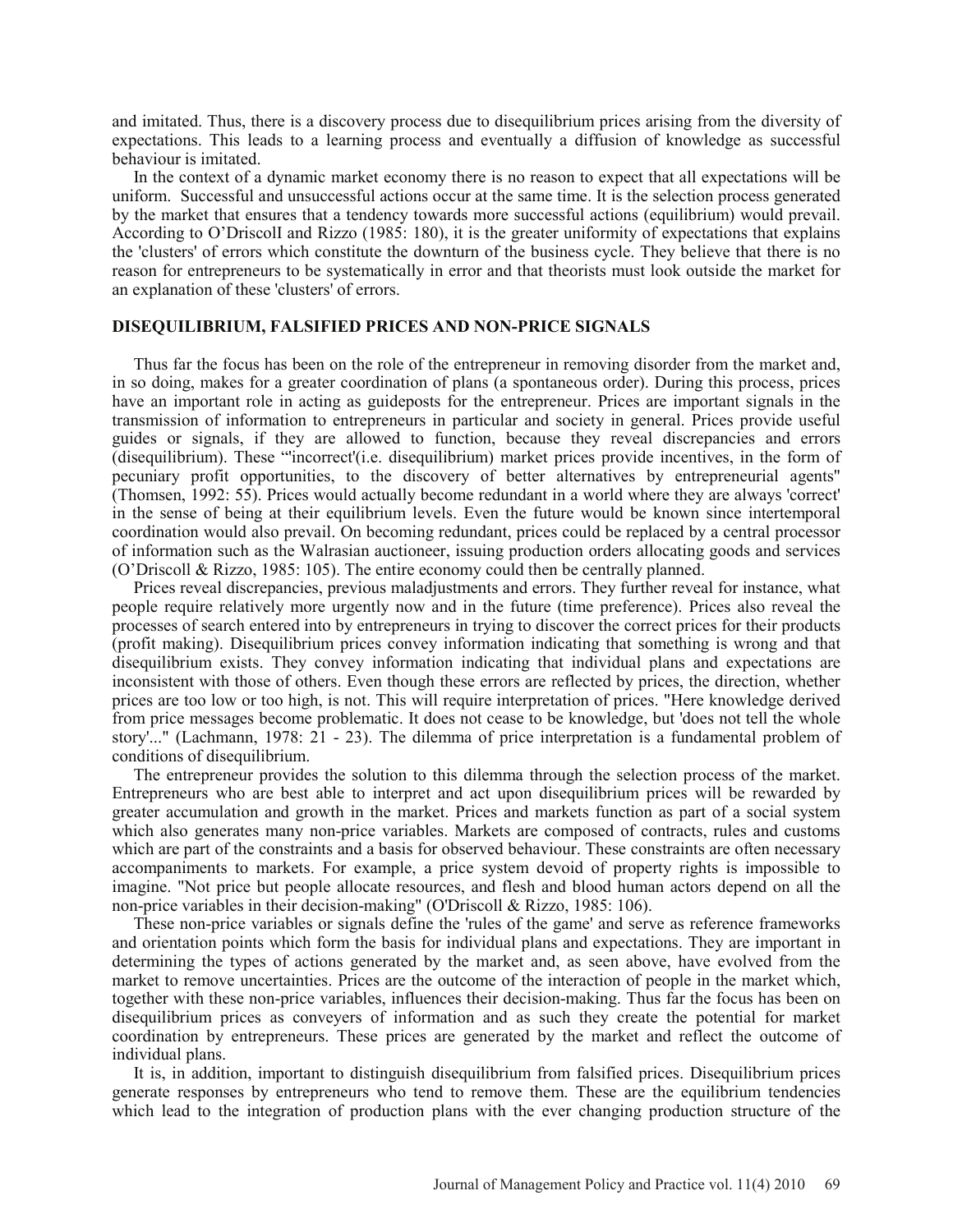and imitated. Thus, there is a discovery process due to disequilibrium prices arising from the diversity of expectations. This leads to a learning process and eventually a diffusion of knowledge as successful behaviour is imitated.

In the context of a dynamic market economy there is no reason to expect that all expectations will be uniform. Successful and unsuccessful actions occur at the same time. It is the selection process generated by the market that ensures that a tendency towards more successful actions (equilibrium) would prevail. According to O'DriscolI and Rizzo (1985: 180), it is the greater uniformity of expectations that explains the 'clusters' of errors which constitute the downturn of the business cycle. They believe that there is no reason for entrepreneurs to be systematically in error and that theorists must look outside the market for an explanation of these 'clusters' of errors.

## DISEQUILIBRIUM, FALSIFIED PRICES AND NON-PRICE SIGNALS

Thus far the focus has been on the role of the entrepreneur in removing disorder from the market and, in so doing, makes for a greater coordination of plans (a spontaneous order). During this process, prices have an important role in acting as guideposts for the entrepreneur. Prices are important signals in the transmission of information to entrepreneurs in particular and society in general. Prices provide useful guides or signals, if they are allowed to function, because they reveal discrepancies and errors (disequilibrium). These "'incorrect'(i.e. disequilibrium) market prices provide incentives, in the form of pecuniary profit opportunities, to the discovery of better alternatives by entrepreneurial agents" (Thomsen, 1992: 55). Prices would actually become redundant in a world where they are always 'correct' in the sense of being at their equilibrium levels. Even the future would be known since intertemporal coordination would also prevail. On becoming redundant, prices could be replaced by a central processor of information such as the Walrasian auctioneer, issuing production orders allocating goods and services (O'Driscoll & Rizzo, 1985: 105). The entire economy could then be centrally planned.

Prices reveal discrepancies, previous maladjustments and errors. They further reveal for instance, what people require relatively more urgently now and in the future (time preference). Prices also reveal the processes of search entered into by entrepreneurs in trying to discover the correct prices for their products (profit making). Disequilibrium prices convey information indicating that something is wrong and that disequilibrium exists. They convey information indicating that individual plans and expectations are inconsistent with those of others. Even though these errors are reflected by prices, the direction, whether prices are too low or too high, is not. This will require interpretation of prices. "Here knowledge derived from price messages become problematic. It does not cease to be knowledge, but 'does not tell the whole story'..." (Lachmann, 1978: 21 - 23). The dilemma of price interpretation is a fundamental problem of conditions of disequilibrium.

The entrepreneur provides the solution to this dilemma through the selection process of the market. Entrepreneurs who are best able to interpret and act upon disequilibrium prices will be rewarded by greater accumulation and growth in the market. Prices and markets function as part of a social system which also generates many non-price variables. Markets are composed of contracts, rules and customs which are part of the constraints and a basis for observed behaviour. These constraints are often necessary accompaniments to markets. For example, a price system devoid of property rights is impossible to imagine. "Not price but people allocate resources, and flesh and blood human actors depend on all the non-price variables in their decision-making" (O'Driscoll & Rizzo, 1985: 106).

These non-price variables or signals define the 'rules of the game' and serve as reference frameworks and orientation points which form the basis for individual plans and expectations. They are important in determining the types of actions generated by the market and, as seen above, have evolved from the market to remove uncertainties. Prices are the outcome of the interaction of people in the market which, together with these non-price variables, influences their decision-making. Thus far the focus has been on disequilibrium prices as conveyers of information and as such they create the potential for market coordination by entrepreneurs. These prices are generated by the market and reflect the outcome of individual plans.

It is, in addition, important to distinguish disequilibrium from falsified prices. Disequilibrium prices generate responses by entrepreneurs who tend to remove them. These are the equilibrium tendencies which lead to the integration of production plans with the ever changing production structure of the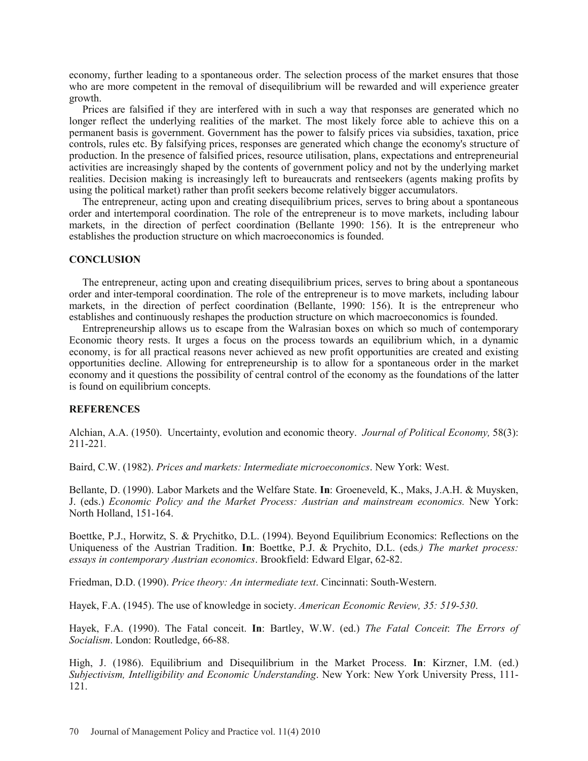economy, further leading to a spontaneous order. The selection process of the market ensures that those who are more competent in the removal of disequilibrium will be rewarded and will experience greater growth.

Prices are falsified if they are interfered with in such a way that responses are generated which no longer reflect the underlying realities of the market. The most likely force able to achieve this on a permanent basis is government. Government has the power to falsify prices via subsidies, taxation, price controls, rules etc. By falsifying prices, responses are generated which change the economy's structure of production. In the presence of falsified prices, resource utilisation, plans, expectations and entrepreneurial activities are increasingly shaped by the contents of government policy and not by the underlying market realities. Decision making is increasingly left to bureaucrats and rentseekers (agents making profits by using the political market) rather than profit seekers become relatively bigger accumulators.

The entrepreneur, acting upon and creating disequilibrium prices, serves to bring about a spontaneous order and intertemporal coordination. The role of the entrepreneur is to move markets, including labour markets, in the direction of perfect coordination (Bellante 1990: 156). It is the entrepreneur who establishes the production structure on which macroeconomics is founded.

## CONCLUSION

The entrepreneur, acting upon and creating disequilibrium prices, serves to bring about a spontaneous order and inter-temporal coordination. The role of the entrepreneur is to move markets, including labour markets, in the direction of perfect coordination (Bellante, 1990: 156). It is the entrepreneur who establishes and continuously reshapes the production structure on which macroeconomics is founded.

Entrepreneurship allows us to escape from the Walrasian boxes on which so much of contemporary Economic theory rests. It urges a focus on the process towards an equilibrium which, in a dynamic economy, is for all practical reasons never achieved as new profit opportunities are created and existing opportunities decline. Allowing for entrepreneurship is to allow for a spontaneous order in the market economy and it questions the possibility of central control of the economy as the foundations of the latter is found on equilibrium concepts.

## REFERENCES

Alchian, A.A. (1950). Uncertainty, evolution and economic theory. *Journal of Political Economy,* 58(3): 211-221.

Baird, C.W. (1982). *Prices and markets: Intermediate microeconomics*. New York: West.

Bellante, D. (1990). Labor Markets and the Welfare State. **In**: Groeneveld, K., Maks, J.A.H. & Muysken, J. (eds.) *Economic Policy and the Market Process: Austrian and mainstream economics.* New York: North Holland, 151-164.

Boettke, P.J., Horwitz, S. & Prychitko, D.L. (1994). Beyond Equilibrium Economics: Reflections on the Uniqueness of the Austrian Tradition. **In**: Boettke, P.J. & Prychito, D.L. (eds*.) The market process: essays in contemporary Austrian economics*. Brookfield: Edward Elgar, 62-82.

Friedman, D.D. (1990). *Price theory: An intermediate text*. Cincinnati: South-Western.

Hayek, F.A. (1945). The use of knowledge in society. *American Economic Review, 35: 519-530*.

Hayek, F.A. (1990). The Fatal conceit. **In**: Bartley, W.W. (ed.) *The Fatal Conceit*: *The Errors of Socialism*. London: Routledge, 66-88.

High, J. (1986). Equilibrium and Disequilibrium in the Market Process. **In**: Kirzner, I.M. (ed.) *Subjectivism, Intelligibility and Economic Understanding*. New York: New York University Press, 111-121.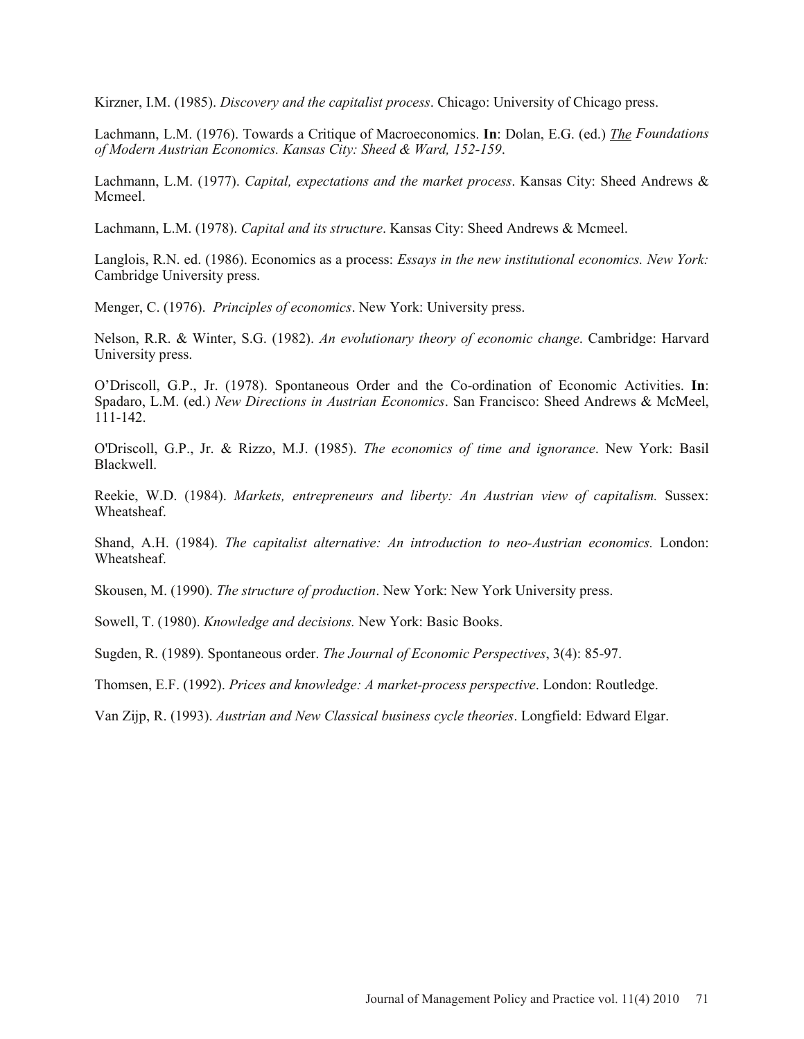Kirzner, I.M. (1985). *Discovery and the capitalist process*. Chicago: University of Chicago press.

Lachmann, L.M. (1976). Towards a Critique of Macroeconomics. **In**: Dolan, E.G. (ed.) *The Foundations of Modern Austrian Economics. Kansas City: Sheed & Ward, 152-159*.

Lachmann, L.M. (1977). *Capital, expectations and the market process*. Kansas City: Sheed Andrews & Mcmeel.

Lachmann, L.M. (1978). *Capital and its structure*. Kansas City: Sheed Andrews & Mcmeel.

Langlois, R.N. ed. (1986). Economics as a process: *Essays in the new institutional economics. New York:* Cambridge University press.

Menger, C. (1976). *Principles of economics*. New York: University press.

Nelson, R.R. & Winter, S.G. (1982). *An evolutionary theory of economic change*. Cambridge: Harvard University press.

O'Driscoll, G.P., Jr. (1978). Spontaneous Order and the Co-ordination of Economic Activities. **In**: Spadaro, L.M. (ed.) *New Directions in Austrian Economics*. San Francisco: Sheed Andrews & McMeel, 111-142.

O'Driscoll, G.P., Jr. & Rizzo, M.J. (1985). *The economics of time and ignorance*. New York: Basil Blackwell.

Reekie, W.D. (1984). *Markets, entrepreneurs and liberty: An Austrian view of capitalism.* Sussex: Wheatsheaf.

Shand, A.H. (1984). *The capitalist alternative: An introduction to neo-Austrian economics.* London: Wheatsheaf.

Skousen, M. (1990). *The structure of production*. New York: New York University press.

Sowell, T. (1980). *Knowledge and decisions.* New York: Basic Books.

Sugden, R. (1989). Spontaneous order. *The Journal of Economic Perspectives*, 3(4): 85-97.

Thomsen, E.F. (1992). *Prices and knowledge: A market-process perspective*. London: Routledge.

Van Zijp, R. (1993). *Austrian and New Classical business cycle theories*. Longfield: Edward Elgar.